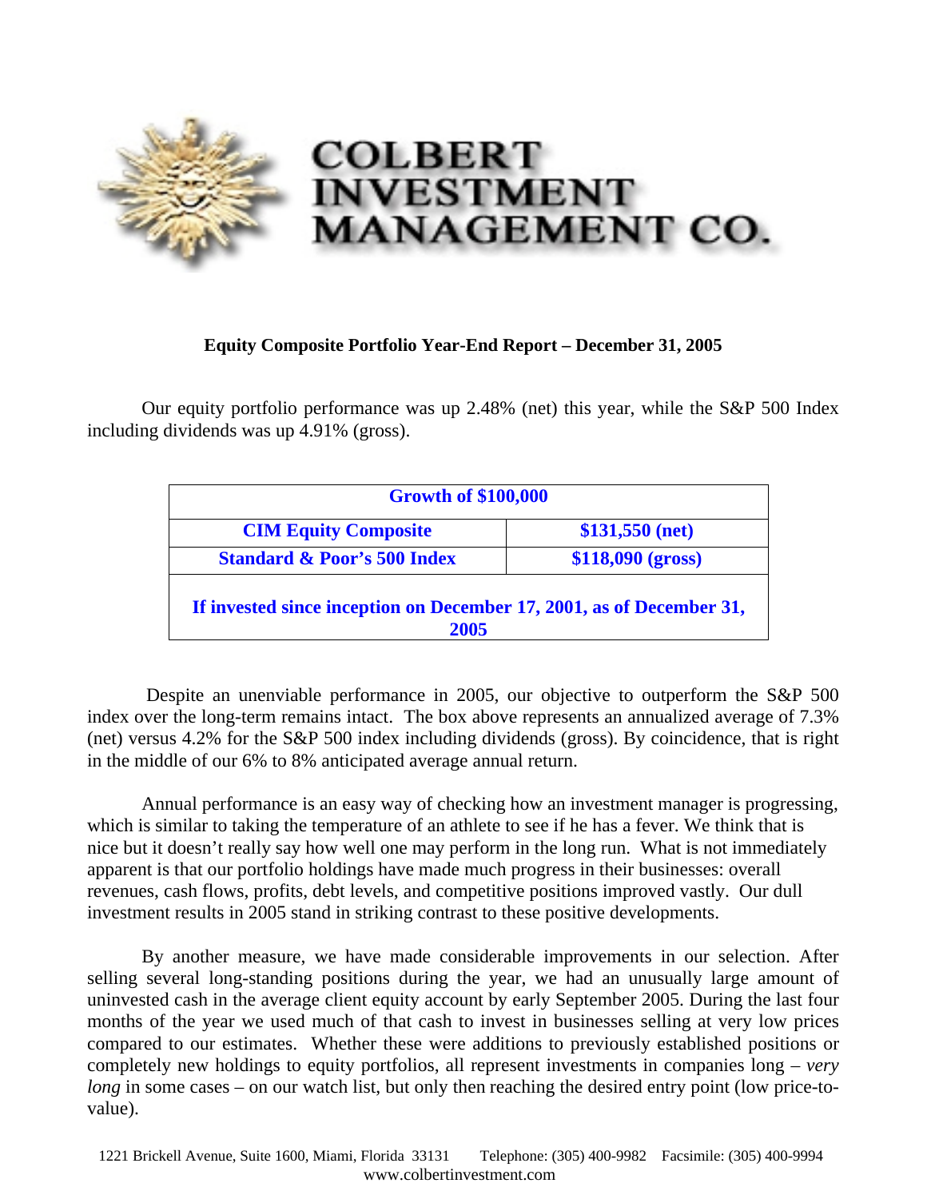# COLBERT INVESTMENT MANAGEMENT CO.

**Equity Composite Portfolio Year-End Report – December 31, 2005**

Our equity portfolio performance was up 2.48% (net) this year, while the S&P 500 Index including dividends was up 4.91% (gross).

| **Growth of $100,000** | |
|---|---|
| **CIM Equity Composite** | **$131,550 (net)** |
| **Standard & Poor's 500 Index** | **$118,090 (gross)** |
| **If invested since inception on December 17, 2001, as of December 31, 2005** | |

Despite an unenviable performance in 2005, our objective to outperform the S&P 500 index over the long-term remains intact. The box above represents an annualized average of 7.3% (net) versus 4.2% for the S&P 500 index including dividends (gross). By coincidence, that is right in the middle of our 6% to 8% anticipated average annual return.

Annual performance is an easy way of checking how an investment manager is progressing, which is similar to taking the temperature of an athlete to see if he has a fever. We think that is nice but it doesn't really say how well one may perform in the long run. What is not immediately apparent is that our portfolio holdings have made much progress in their businesses: overall revenues, cash flows, profits, debt levels, and competitive positions improved vastly. Our dull investment results in 2005 stand in striking contrast to these positive developments.

By another measure, we have made considerable improvements in our selection. After selling several long-standing positions during the year, we had an unusually large amount of uninvested cash in the average client equity account by early September 2005. During the last four months of the year we used much of that cash to invest in businesses selling at very low prices compared to our estimates. Whether these were additions to previously established positions or completely new holdings to equity portfolios, all represent investments in companies long – *very long* in some cases – on our watch list, but only then reaching the desired entry point (low price-to-value).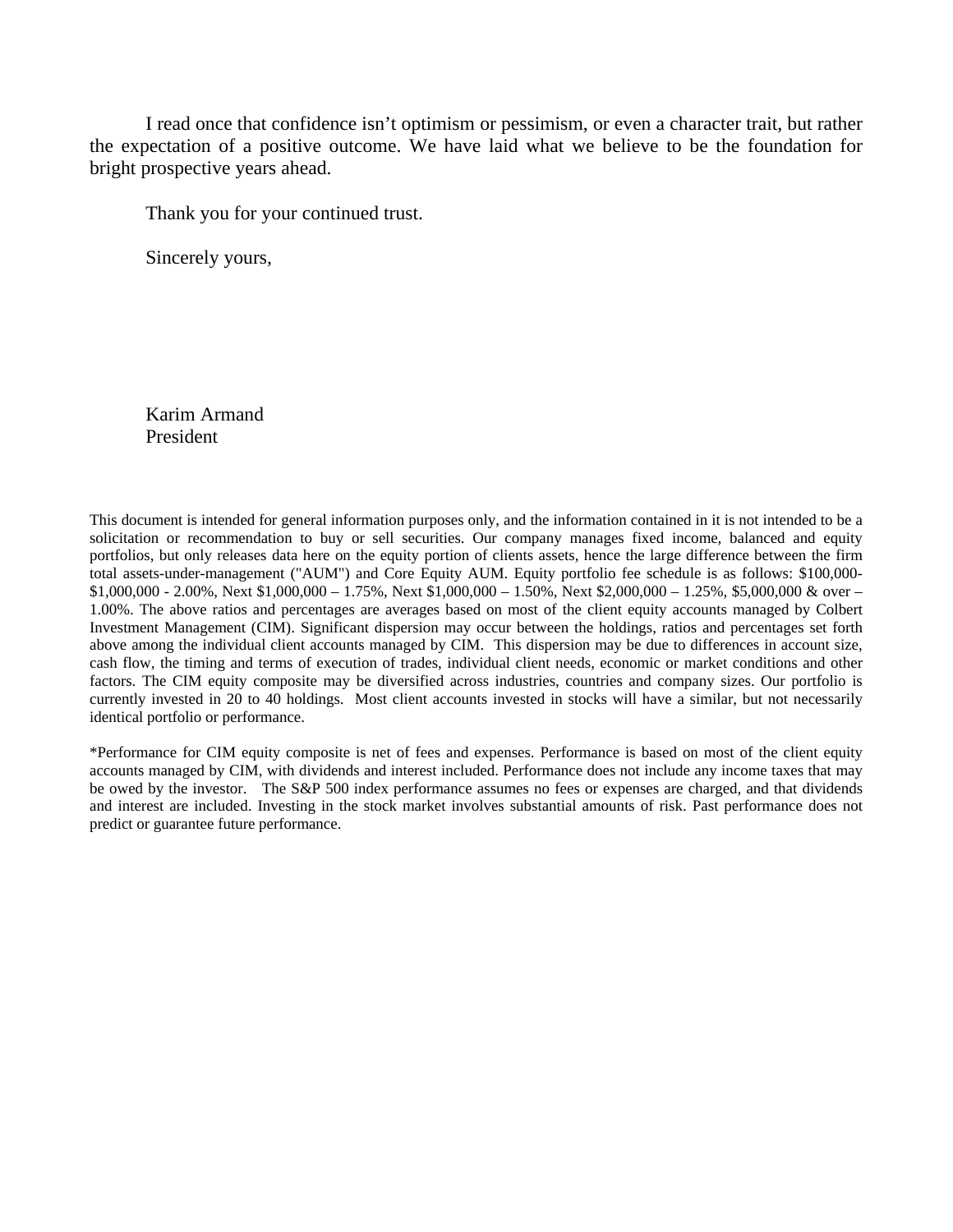I read once that confidence isn't optimism or pessimism, or even a character trait, but rather the expectation of a positive outcome. We have laid what we believe to be the foundation for bright prospective years ahead.

Thank you for your continued trust.

Sincerely yours,

Karim Armand
President

This document is intended for general information purposes only, and the information contained in it is not intended to be a solicitation or recommendation to buy or sell securities. Our company manages fixed income, balanced and equity portfolios, but only releases data here on the equity portion of clients assets, hence the large difference between the firm total assets-under-management ("AUM") and Core Equity AUM. Equity portfolio fee schedule is as follows: $100,000-$1,000,000 - 2.00%, Next $1,000,000 – 1.75%, Next $1,000,000 – 1.50%, Next $2,000,000 – 1.25%, $5,000,000 & over – 1.00%. The above ratios and percentages are averages based on most of the client equity accounts managed by Colbert Investment Management (CIM). Significant dispersion may occur between the holdings, ratios and percentages set forth above among the individual client accounts managed by CIM. This dispersion may be due to differences in account size, cash flow, the timing and terms of execution of trades, individual client needs, economic or market conditions and other factors. The CIM equity composite may be diversified across industries, countries and company sizes. Our portfolio is currently invested in 20 to 40 holdings. Most client accounts invested in stocks will have a similar, but not necessarily identical portfolio or performance.

*Performance for CIM equity composite is net of fees and expenses. Performance is based on most of the client equity accounts managed by CIM, with dividends and interest included. Performance does not include any income taxes that may be owed by the investor. The S&P 500 index performance assumes no fees or expenses are charged, and that dividends and interest are included. Investing in the stock market involves substantial amounts of risk. Past performance does not predict or guarantee future performance.